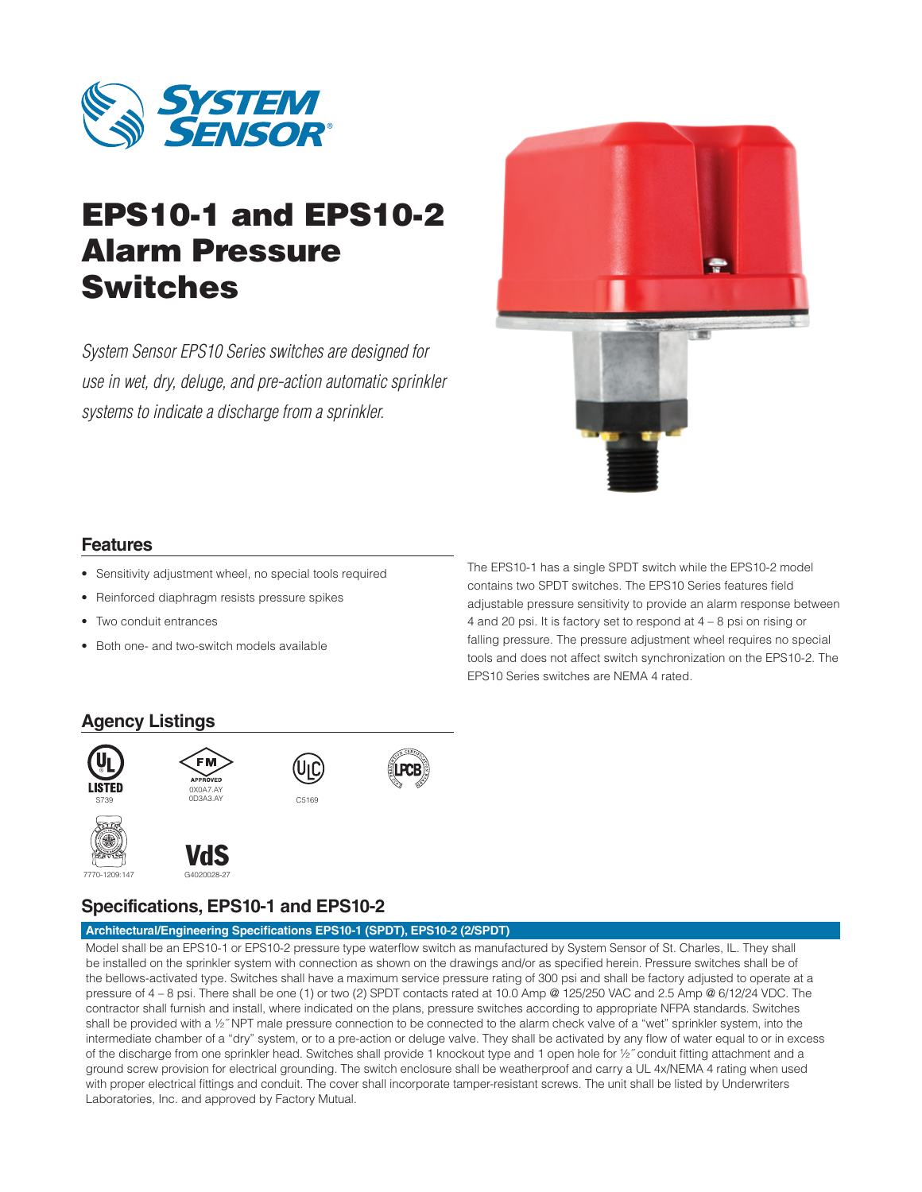# EPS10-1 and EPS10-2 Alarm Pressure Switches

*System Sensor EPS10 Series switches are designed for use in wet, dry, deluge, and pre-action automatic sprinkler systems to indicate a discharge from a sprinkler.*

## Features

- Sensitivity adjustment wheel, no special tools required
- Reinforced diaphragm resists pressure spikes
- Two conduit entrances
- Both one- and two-switch models available

The EPS10-1 has a single SPDT switch while the EPS10-2 model contains two SPDT switches. The EPS10 Series features field adjustable pressure sensitivity to provide an alarm response between 4 and 20 psi. It is factory set to respond at 4 – 8 psi on rising or falling pressure. The pressure adjustment wheel requires no special tools and does not affect switch synchronization on the EPS10-2. The EPS10 Series switches are NEMA 4 rated.

## Agency Listings

UL LISTED S739

FM APPROVED 0X0A7.AY 0D3A3.AY

ULC C5169

LPCB

7770-1209:147

VdS G4020028-27

## Specifications, EPS10-1 and EPS10-2

**Architectural/Engineering Specifications EPS10-1 (SPDT), EPS10-2 (2/SPDT)**

Model shall be an EPS10-1 or EPS10-2 pressure type waterflow switch as manufactured by System Sensor of St. Charles, IL. They shall be installed on the sprinkler system with connection as shown on the drawings and/or as specified herein. Pressure switches shall be of the bellows-activated type. Switches shall have a maximum service pressure rating of 300 psi and shall be factory adjusted to operate at a pressure of 4 – 8 psi. There shall be one (1) or two (2) SPDT contacts rated at 10.0 Amp @ 125/250 VAC and 2.5 Amp @ 6/12/24 VDC. The contractor shall furnish and install, where indicated on the plans, pressure switches according to appropriate NFPA standards. Switches shall be provided with a ½″ NPT male pressure connection to be connected to the alarm check valve of a "wet" sprinkler system, into the intermediate chamber of a "dry" system, or to a pre-action or deluge valve. They shall be activated by any flow of water equal to or in excess of the discharge from one sprinkler head. Switches shall provide 1 knockout type and 1 open hole for ½″ conduit fitting attachment and a ground screw provision for electrical grounding. The switch enclosure shall be weatherproof and carry a UL 4x/NEMA 4 rating when used with proper electrical fittings and conduit. The cover shall incorporate tamper-resistant screws. The unit shall be listed by Underwriters Laboratories, Inc. and approved by Factory Mutual.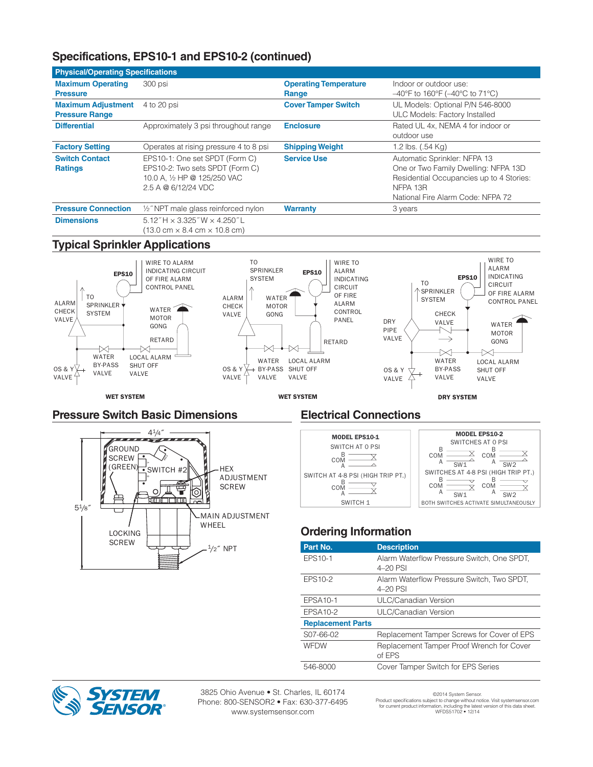## Specifications, EPS10-1 and EPS10-2 (continued)

| Physical/Operating Specifications | | | |
|---|---|---|---|
| **Maximum Operating Pressure** | 300 psi | **Operating Temperature Range** | Indoor or outdoor use: –40°F to 160°F (–40°C to 71°C) |
| **Maximum Adjustment Pressure Range** | 4 to 20 psi | **Cover Tamper Switch** | UL Models: Optional P/N 546-8000<br>ULC Models: Factory Installed |
| **Differential** | Approximately 3 psi throughout range | **Enclosure** | Rated UL 4x, NEMA 4 for indoor or outdoor use |
| **Factory Setting** | Operates at rising pressure 4 to 8 psi | **Shipping Weight** | 1.2 lbs. (.54 Kg) |
| **Switch Contact Ratings** | EPS10-1: One set SPDT (Form C)<br>EPS10-2: Two sets SPDT (Form C)<br>10.0 A, ½ HP @ 125/250 VAC<br>2.5 A @ 6/12/24 VDC | **Service Use** | Automatic Sprinkler: NFPA 13<br>One or Two Family Dwelling: NFPA 13D<br>Residential Occupancies up to 4 Stories: NFPA 13R<br>National Fire Alarm Code: NFPA 72 |
| **Pressure Connection** | ½″ NPT male glass reinforced nylon | **Warranty** | 3 years |
| **Dimensions** | 5.12″H × 3.325″W × 4.250″L (13.0 cm × 8.4 cm × 10.8 cm) | | |

## Typical Sprinkler Applications

EPS10
WIRE TO ALARM INDICATING CIRCUIT OF FIRE ALARM CONTROL PANEL
TO SPRINKLER SYSTEM
ALARM CHECK VALVE
WATER MOTOR GONG
RETARD
OS & Y VALVE
WATER BY-PASS VALVE
LOCAL ALARM SHUT OFF VALVE
WET SYSTEM

EPS10
TO SPRINKLER SYSTEM
WIRE TO ALARM INDICATING CIRCUIT OF FIRE ALARM CONTROL PANEL
ALARM CHECK VALVE
WATER MOTOR GONG
RETARD
OS & Y VALVE
WATER BY-PASS VALVE
LOCAL ALARM SHUT OFF VALVE
WET SYSTEM

EPS10
WIRE TO ALARM INDICATING CIRCUIT OF FIRE ALARM CONTROL PANEL
TO SPRINKLER SYSTEM
DRY PIPE VALVE
CHECK VALVE
WATER MOTOR GONG
OS & Y VALVE
WATER BY-PASS VALVE
LOCAL ALARM SHUT OFF VALVE
DRY SYSTEM

## Pressure Switch Basic Dimensions

4¼″
5⅛″
GROUND SCREW (GREEN)
SWITCH #2
HEX ADJUSTMENT SCREW
MAIN ADJUSTMENT WHEEL
LOCKING SCREW
½″ NPT

## Electrical Connections

MODEL EPS10-1
SWITCH AT 0 PSI
B COM A
SWITCH AT 4-8 PSI (HIGH TRIP PT.)
B COM A
SWITCH 1

MODEL EPS10-2
SWITCHES AT 0 PSI
B COM A SW1
B COM A SW2
SWITCHES AT 4-8 PSI (HIGH TRIP PT.)
B COM A SW1
B COM A SW2
BOTH SWITCHES ACTIVATE SIMULTANEOUSLY

## Ordering Information

| Part No. | Description |
|---|---|
| EPS10-1 | Alarm Waterflow Pressure Switch, One SPDT, 4–20 PSI |
| EPS10-2 | Alarm Waterflow Pressure Switch, Two SPDT, 4–20 PSI |
| EPSA10-1 | ULC/Canadian Version |
| EPSA10-2 | ULC/Canadian Version |
| **Replacement Parts** | |
| S07-66-02 | Replacement Tamper Screws for Cover of EPS |
| WFDW | Replacement Tamper Proof Wrench for Cover of EPS |
| 546-8000 | Cover Tamper Switch for EPS Series |

SYSTEM SENSOR®

3825 Ohio Avenue • St. Charles, IL 60174
Phone: 800-SENSOR2 • Fax: 630-377-6495
www.systemsensor.com

©2014 System Sensor.
Product specifications subject to change without notice. Visit systemsensor.com for current product information, including the latest version of this data sheet.
WFDS51702 • 12/14